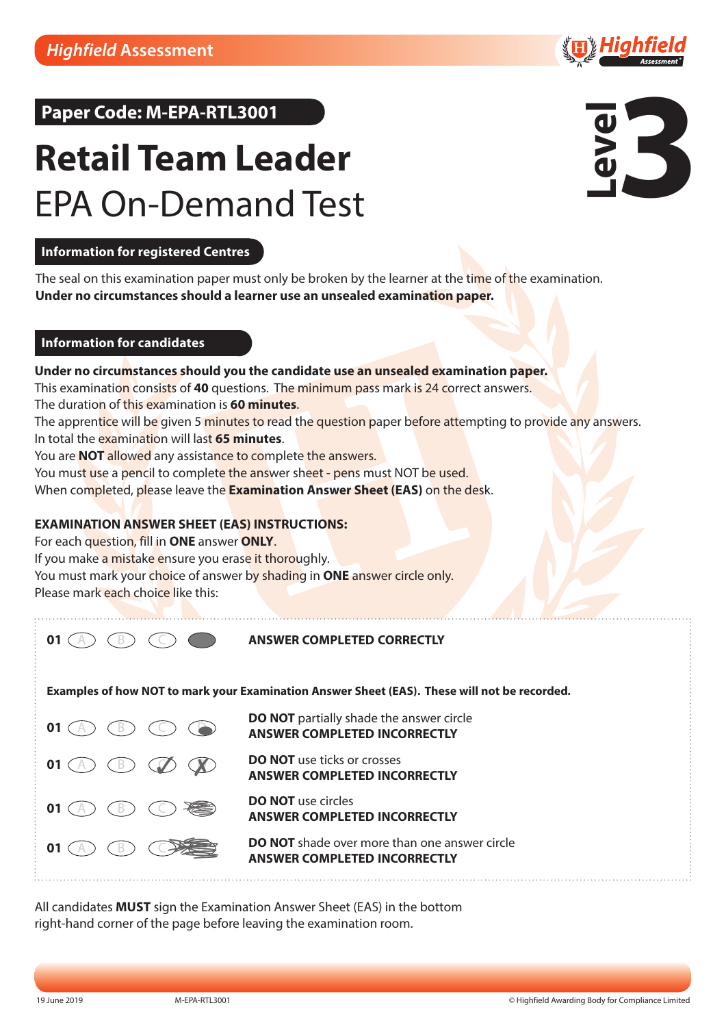Highfield Assessment

**Paper Code: M-EPA-RTL3001**

# Retail Team Leader
## EPA On-Demand Test

**Level 3**

### Information for registered Centres

The seal on this examination paper must only be broken by the learner at the time of the examination.
**Under no circumstances should a learner use an unsealed examination paper.**

### Information for candidates

**Under no circumstances should you the candidate use an unsealed examination paper.**
This examination consists of **40** questions. The minimum pass mark is 24 correct answers.
The duration of this examination is **60 minutes**.
The apprentice will be given 5 minutes to read the question paper before attempting to provide any answers.
In total the examination will last **65 minutes**.
You are **NOT** allowed any assistance to complete the answers.
You must use a pencil to complete the answer sheet - pens must NOT be used.
When completed, please leave the **Examination Answer Sheet (EAS)** on the desk.

**EXAMINATION ANSWER SHEET (EAS) INSTRUCTIONS:**
For each question, fill in **ONE** answer **ONLY**.
If you make a mistake ensure you erase it thoroughly.
You must mark your choice of answer by shading in **ONE** answer circle only.
Please mark each choice like this:

**01** (A) (B) (C) (●) **ANSWER COMPLETED CORRECTLY**

**Examples of how NOT to mark your Examination Answer Sheet (EAS). These will not be recorded.**

**01** (A) (B) (C) (D) **DO NOT** partially shade the answer circle
**ANSWER COMPLETED INCORRECTLY**

**01** (A) (B) (C) (D) **DO NOT** use ticks or crosses
**ANSWER COMPLETED INCORRECTLY**

**01** (A) (B) (C) (D) **DO NOT** use circles
**ANSWER COMPLETED INCORRECTLY**

**01** (A) (B) (C) (D) **DO NOT** shade over more than one answer circle
**ANSWER COMPLETED INCORRECTLY**

All candidates **MUST** sign the Examination Answer Sheet (EAS) in the bottom right-hand corner of the page before leaving the examination room.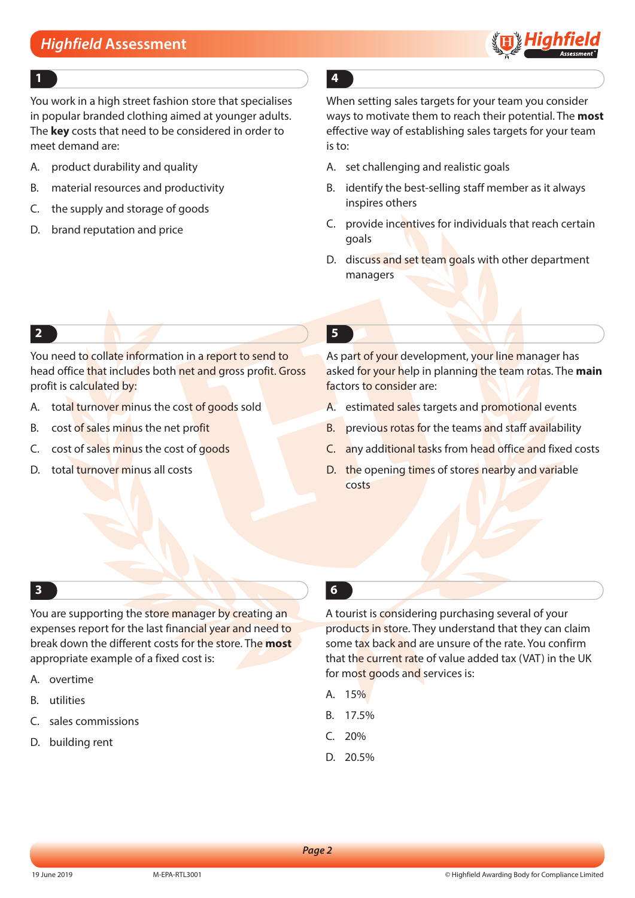## 1

You work in a high street fashion store that specialises in popular branded clothing aimed at younger adults. The **key** costs that need to be considered in order to meet demand are:

A. product durability and quality

B. material resources and productivity

C. the supply and storage of goods

D. brand reputation and price

## 2

You need to collate information in a report to send to head office that includes both net and gross profit. Gross profit is calculated by:

A. total turnover minus the cost of goods sold

B. cost of sales minus the net profit

C. cost of sales minus the cost of goods

D. total turnover minus all costs

## 3

You are supporting the store manager by creating an expenses report for the last financial year and need to break down the different costs for the store. The **most** appropriate example of a fixed cost is:

A. overtime

B. utilities

C. sales commissions

D. building rent

## 4

When setting sales targets for your team you consider ways to motivate them to reach their potential. The **most** effective way of establishing sales targets for your team is to:

A. set challenging and realistic goals

B. identify the best-selling staff member as it always inspires others

C. provide incentives for individuals that reach certain goals

D. discuss and set team goals with other department managers

## 5

As part of your development, your line manager has asked for your help in planning the team rotas. The **main** factors to consider are:

A. estimated sales targets and promotional events

B. previous rotas for the teams and staff availability

C. any additional tasks from head office and fixed costs

D. the opening times of stores nearby and variable costs

## 6

A tourist is considering purchasing several of your products in store. They understand that they can claim some tax back and are unsure of the rate. You confirm that the current rate of value added tax (VAT) in the UK for most goods and services is:

A. 15%

B. 17.5%

C. 20%

D. 20.5%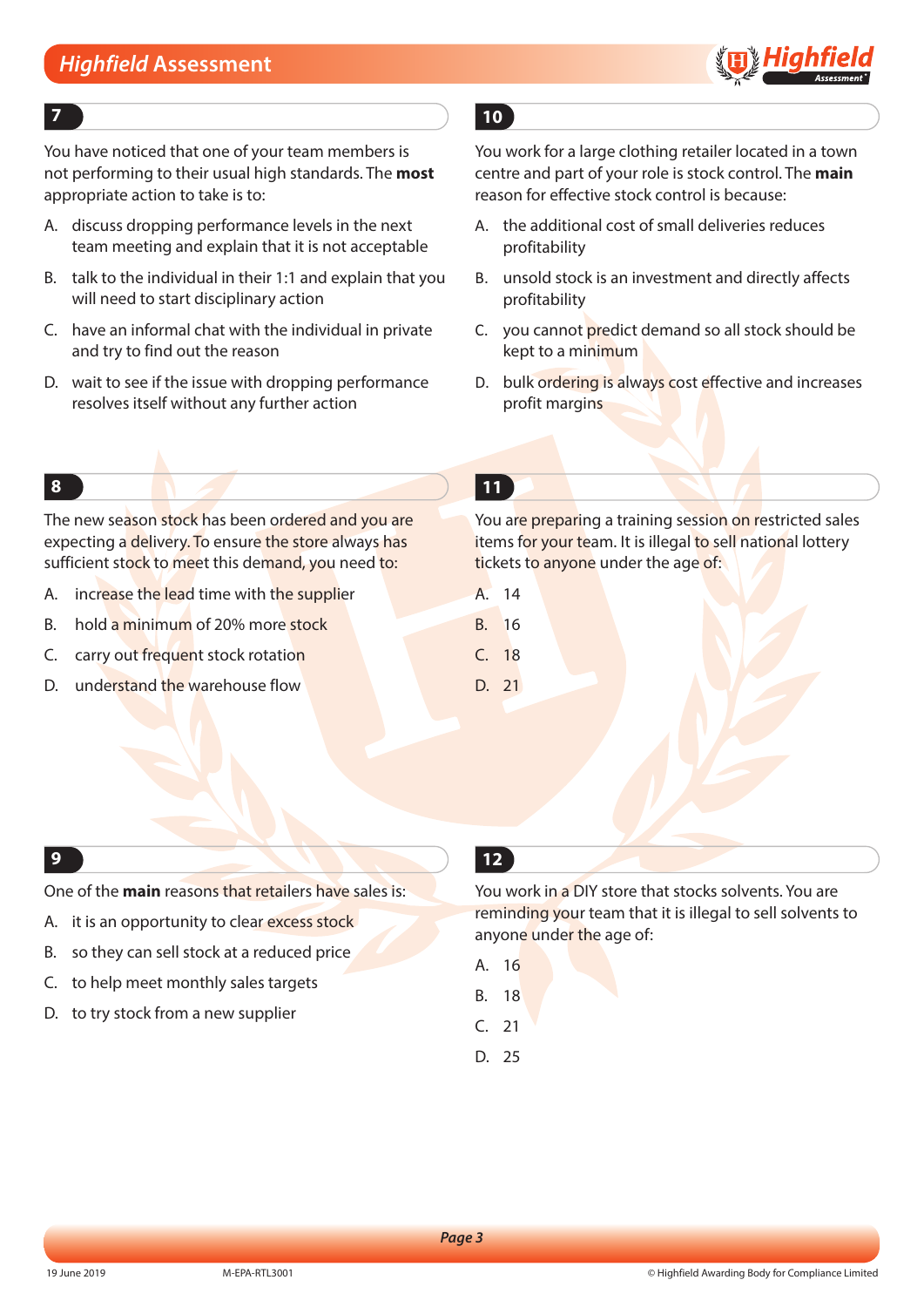## 7

You have noticed that one of your team members is not performing to their usual high standards. The **most** appropriate action to take is to:

A. discuss dropping performance levels in the next team meeting and explain that it is not acceptable

B. talk to the individual in their 1:1 and explain that you will need to start disciplinary action

C. have an informal chat with the individual in private and try to find out the reason

D. wait to see if the issue with dropping performance resolves itself without any further action

## 8

The new season stock has been ordered and you are expecting a delivery. To ensure the store always has sufficient stock to meet this demand, you need to:

A. increase the lead time with the supplier

B. hold a minimum of 20% more stock

C. carry out frequent stock rotation

D. understand the warehouse flow

## 9

One of the **main** reasons that retailers have sales is:

A. it is an opportunity to clear excess stock

B. so they can sell stock at a reduced price

C. to help meet monthly sales targets

D. to try stock from a new supplier

## 10

You work for a large clothing retailer located in a town centre and part of your role is stock control. The **main** reason for effective stock control is because:

A. the additional cost of small deliveries reduces profitability

B. unsold stock is an investment and directly affects profitability

C. you cannot predict demand so all stock should be kept to a minimum

D. bulk ordering is always cost effective and increases profit margins

## 11

You are preparing a training session on restricted sales items for your team. It is illegal to sell national lottery tickets to anyone under the age of:

A. 14

B. 16

C. 18

D. 21

## 12

You work in a DIY store that stocks solvents. You are reminding your team that it is illegal to sell solvents to anyone under the age of:

A. 16

B. 18

C. 21

D. 25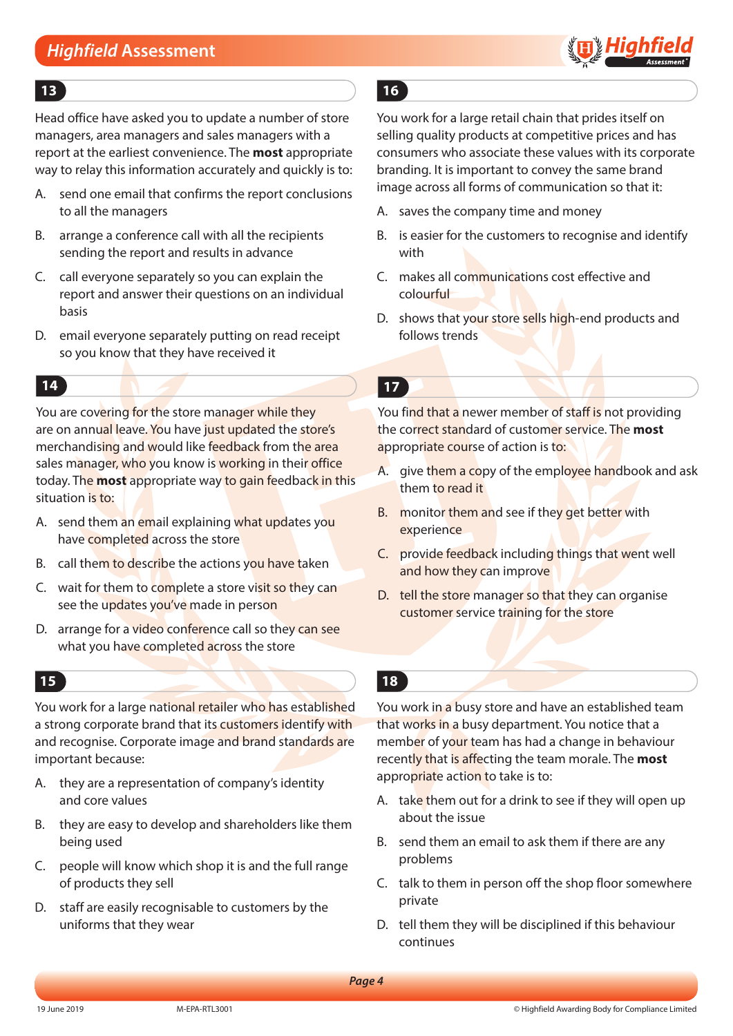## 13

Head office have asked you to update a number of store managers, area managers and sales managers with a report at the earliest convenience. The **most** appropriate way to relay this information accurately and quickly is to:

A. send one email that confirms the report conclusions to all the managers

B. arrange a conference call with all the recipients sending the report and results in advance

C. call everyone separately so you can explain the report and answer their questions on an individual basis

D. email everyone separately putting on read receipt so you know that they have received it

## 14

You are covering for the store manager while they are on annual leave. You have just updated the store's merchandising and would like feedback from the area sales manager, who you know is working in their office today. The **most** appropriate way to gain feedback in this situation is to:

A. send them an email explaining what updates you have completed across the store

B. call them to describe the actions you have taken

C. wait for them to complete a store visit so they can see the updates you've made in person

D. arrange for a video conference call so they can see what you have completed across the store

## 15

You work for a large national retailer who has established a strong corporate brand that its customers identify with and recognise. Corporate image and brand standards are important because:

A. they are a representation of company's identity and core values

B. they are easy to develop and shareholders like them being used

C. people will know which shop it is and the full range of products they sell

D. staff are easily recognisable to customers by the uniforms that they wear

## 16

You work for a large retail chain that prides itself on selling quality products at competitive prices and has consumers who associate these values with its corporate branding. It is important to convey the same brand image across all forms of communication so that it:

A. saves the company time and money

B. is easier for the customers to recognise and identify with

C. makes all communications cost effective and colourful

D. shows that your store sells high-end products and follows trends

## 17

You find that a newer member of staff is not providing the correct standard of customer service. The **most** appropriate course of action is to:

A. give them a copy of the employee handbook and ask them to read it

B. monitor them and see if they get better with experience

C. provide feedback including things that went well and how they can improve

D. tell the store manager so that they can organise customer service training for the store

## 18

You work in a busy store and have an established team that works in a busy department. You notice that a member of your team has had a change in behaviour recently that is affecting the team morale. The **most** appropriate action to take is to:

A. take them out for a drink to see if they will open up about the issue

B. send them an email to ask them if there are any problems

C. talk to them in person off the shop floor somewhere private

D. tell them they will be disciplined if this behaviour continues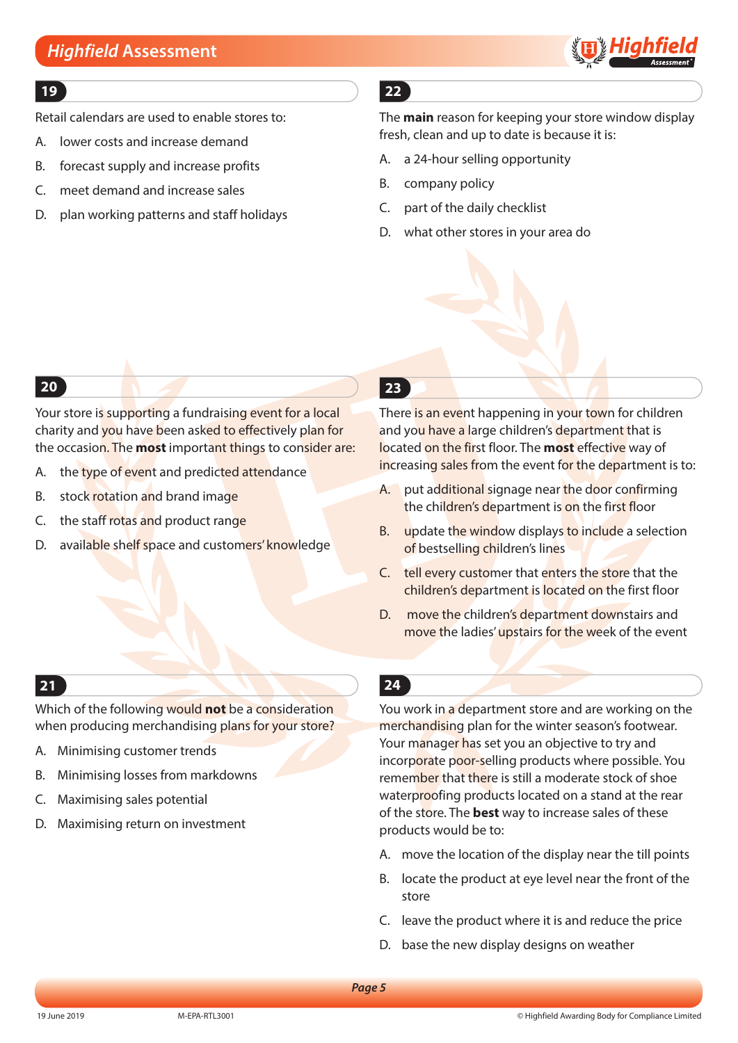## 19

Retail calendars are used to enable stores to:

A. lower costs and increase demand

B. forecast supply and increase profits

C. meet demand and increase sales

D. plan working patterns and staff holidays

## 20

Your store is supporting a fundraising event for a local charity and you have been asked to effectively plan for the occasion. The **most** important things to consider are:

A. the type of event and predicted attendance

B. stock rotation and brand image

C. the staff rotas and product range

D. available shelf space and customers' knowledge

## 21

Which of the following would **not** be a consideration when producing merchandising plans for your store?

A. Minimising customer trends

B. Minimising losses from markdowns

C. Maximising sales potential

D. Maximising return on investment

## 22

The **main** reason for keeping your store window display fresh, clean and up to date is because it is:

A. a 24-hour selling opportunity

B. company policy

C. part of the daily checklist

D. what other stores in your area do

## 23

There is an event happening in your town for children and you have a large children's department that is located on the first floor. The **most** effective way of increasing sales from the event for the department is to:

A. put additional signage near the door confirming the children's department is on the first floor

B. update the window displays to include a selection of bestselling children's lines

C. tell every customer that enters the store that the children's department is located on the first floor

D. move the children's department downstairs and move the ladies' upstairs for the week of the event

## 24

You work in a department store and are working on the merchandising plan for the winter season's footwear. Your manager has set you an objective to try and incorporate poor-selling products where possible. You remember that there is still a moderate stock of shoe waterproofing products located on a stand at the rear of the store. The **best** way to increase sales of these products would be to:

A. move the location of the display near the till points

B. locate the product at eye level near the front of the store

C. leave the product where it is and reduce the price

D. base the new display designs on weather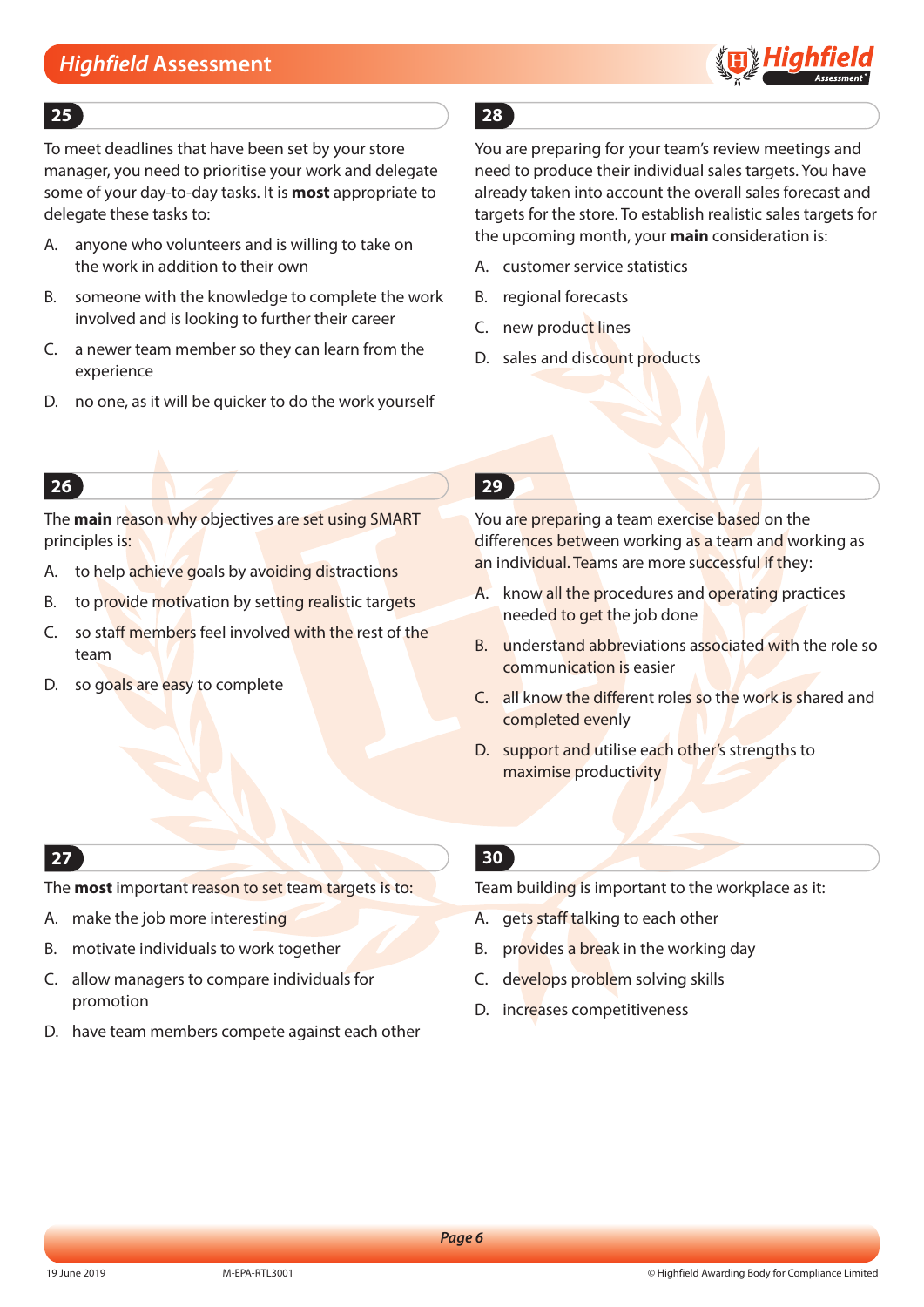## 25

To meet deadlines that have been set by your store manager, you need to prioritise your work and delegate some of your day-to-day tasks. It is **most** appropriate to delegate these tasks to:

A. anyone who volunteers and is willing to take on the work in addition to their own

B. someone with the knowledge to complete the work involved and is looking to further their career

C. a newer team member so they can learn from the experience

D. no one, as it will be quicker to do the work yourself

## 26

The **main** reason why objectives are set using SMART principles is:

A. to help achieve goals by avoiding distractions

B. to provide motivation by setting realistic targets

C. so staff members feel involved with the rest of the team

D. so goals are easy to complete

## 27

The **most** important reason to set team targets is to:

A. make the job more interesting

B. motivate individuals to work together

C. allow managers to compare individuals for promotion

D. have team members compete against each other

## 28

You are preparing for your team's review meetings and need to produce their individual sales targets. You have already taken into account the overall sales forecast and targets for the store. To establish realistic sales targets for the upcoming month, your **main** consideration is:

A. customer service statistics

B. regional forecasts

C. new product lines

D. sales and discount products

## 29

You are preparing a team exercise based on the differences between working as a team and working as an individual. Teams are more successful if they:

A. know all the procedures and operating practices needed to get the job done

B. understand abbreviations associated with the role so communication is easier

C. all know the different roles so the work is shared and completed evenly

D. support and utilise each other's strengths to maximise productivity

## 30

Team building is important to the workplace as it:

A. gets staff talking to each other

B. provides a break in the working day

C. develops problem solving skills

D. increases competitiveness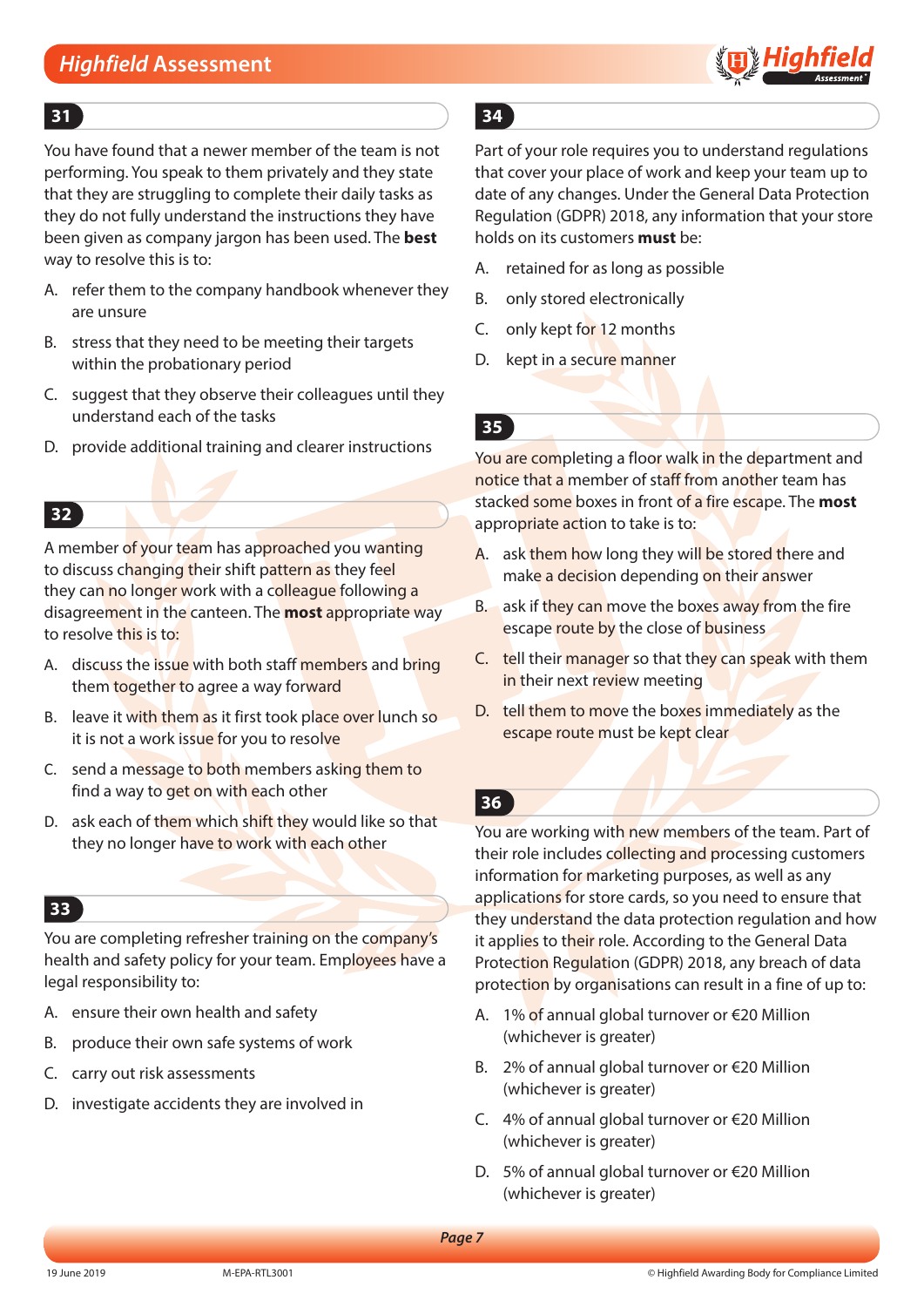## 31

You have found that a newer member of the team is not performing. You speak to them privately and they state that they are struggling to complete their daily tasks as they do not fully understand the instructions they have been given as company jargon has been used. The **best** way to resolve this is to:

A. refer them to the company handbook whenever they are unsure

B. stress that they need to be meeting their targets within the probationary period

C. suggest that they observe their colleagues until they understand each of the tasks

D. provide additional training and clearer instructions

## 32

A member of your team has approached you wanting to discuss changing their shift pattern as they feel they can no longer work with a colleague following a disagreement in the canteen. The **most** appropriate way to resolve this is to:

A. discuss the issue with both staff members and bring them together to agree a way forward

B. leave it with them as it first took place over lunch so it is not a work issue for you to resolve

C. send a message to both members asking them to find a way to get on with each other

D. ask each of them which shift they would like so that they no longer have to work with each other

## 33

You are completing refresher training on the company's health and safety policy for your team. Employees have a legal responsibility to:

A. ensure their own health and safety

B. produce their own safe systems of work

C. carry out risk assessments

D. investigate accidents they are involved in

## 34

Part of your role requires you to understand regulations that cover your place of work and keep your team up to date of any changes. Under the General Data Protection Regulation (GDPR) 2018, any information that your store holds on its customers **must** be:

A. retained for as long as possible

B. only stored electronically

C. only kept for 12 months

D. kept in a secure manner

## 35

You are completing a floor walk in the department and notice that a member of staff from another team has stacked some boxes in front of a fire escape. The **most** appropriate action to take is to:

A. ask them how long they will be stored there and make a decision depending on their answer

B. ask if they can move the boxes away from the fire escape route by the close of business

C. tell their manager so that they can speak with them in their next review meeting

D. tell them to move the boxes immediately as the escape route must be kept clear

## 36

You are working with new members of the team. Part of their role includes collecting and processing customers information for marketing purposes, as well as any applications for store cards, so you need to ensure that they understand the data protection regulation and how it applies to their role. According to the General Data Protection Regulation (GDPR) 2018, any breach of data protection by organisations can result in a fine of up to:

A. 1% of annual global turnover or €20 Million (whichever is greater)

B. 2% of annual global turnover or €20 Million (whichever is greater)

C. 4% of annual global turnover or €20 Million (whichever is greater)

D. 5% of annual global turnover or €20 Million (whichever is greater)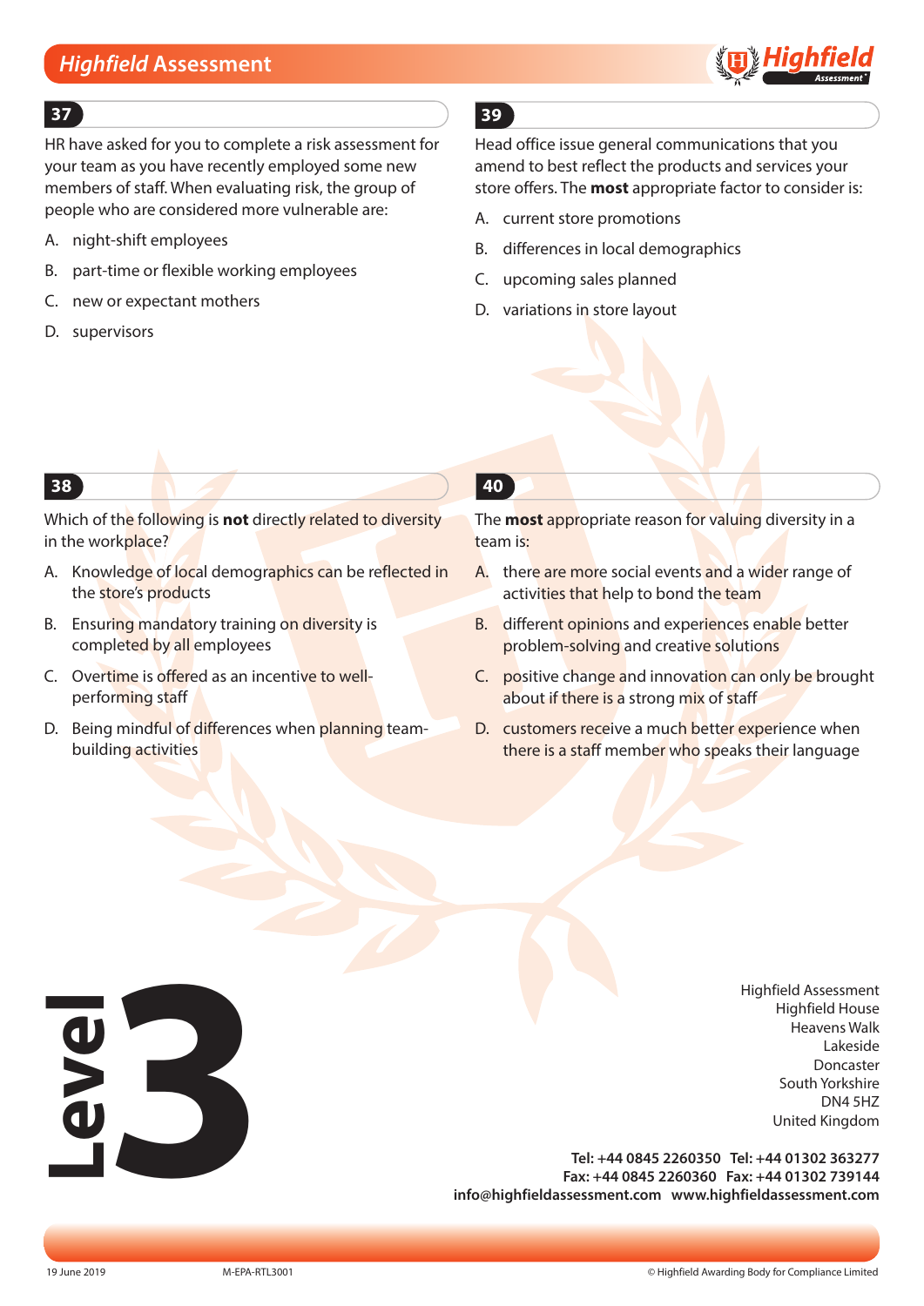### 37

HR have asked for you to complete a risk assessment for your team as you have recently employed some new members of staff. When evaluating risk, the group of people who are considered more vulnerable are:

A. night-shift employees

B. part-time or flexible working employees

C. new or expectant mothers

D. supervisors

### 39

Head office issue general communications that you amend to best reflect the products and services your store offers. The **most** appropriate factor to consider is:

A. current store promotions

B. differences in local demographics

C. upcoming sales planned

D. variations in store layout

### 38

Which of the following is **not** directly related to diversity in the workplace?

A. Knowledge of local demographics can be reflected in the store's products

B. Ensuring mandatory training on diversity is completed by all employees

C. Overtime is offered as an incentive to well-performing staff

D. Being mindful of differences when planning team-building activities

### 40

The **most** appropriate reason for valuing diversity in a team is:

A. there are more social events and a wider range of activities that help to bond the team

B. different opinions and experiences enable better problem-solving and creative solutions

C. positive change and innovation can only be brought about if there is a strong mix of staff

D. customers receive a much better experience when there is a staff member who speaks their language

**Level 3**

Highfield Assessment
Highfield House
Heavens Walk
Lakeside
Doncaster
South Yorkshire
DN4 5HZ
United Kingdom

**Tel: +44 0845 2260350 Tel: +44 01302 363277**
**Fax: +44 0845 2260360 Fax: +44 01302 739144**
**info@highfieldassessment.com www.highfieldassessment.com**

19 June 2019 M-EPA-RTL3001 © Highfield Awarding Body for Compliance Limited